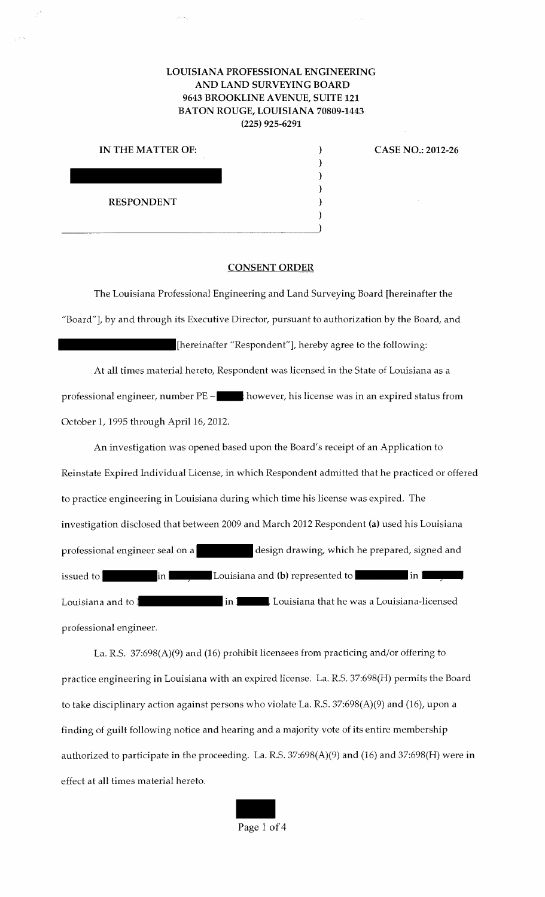**LOUISIANA PROFESSIONAL ENGINEERING**
**AND LAND SURVEYING BOARD**
**9643 BROOKLINE AVENUE, SUITE 121**
**BATON ROUGE, LOUISIANA 70809-1443**
**(225) 925-6291**

**IN THE MATTER OF:** )
) **CASE NO.: 2012-26**
)
)
**RESPONDENT** )
)
)

## CONSENT ORDER

The Louisiana Professional Engineering and Land Surveying Board [hereinafter the "Board"], by and through its Executive Director, pursuant to authorization by the Board, and [hereinafter "Respondent"], hereby agree to the following:

At all times material hereto, Respondent was licensed in the State of Louisiana as a professional engineer, number PE – however, his license was in an expired status from October 1, 1995 through April 16, 2012.

An investigation was opened based upon the Board's receipt of an Application to Reinstate Expired Individual License, in which Respondent admitted that he practiced or offered to practice engineering in Louisiana during which time his license was expired. The investigation disclosed that between 2009 and March 2012 Respondent **(a)** used his Louisiana professional engineer seal on a design drawing, which he prepared, signed and issued to in Louisiana and **(b)** represented to in Louisiana and to in Louisiana that he was a Louisiana-licensed professional engineer.

La. R.S. 37:698(A)(9) and (16) prohibit licensees from practicing and/or offering to practice engineering in Louisiana with an expired license. La. R.S. 37:698(H) permits the Board to take disciplinary action against persons who violate La. R.S. 37:698(A)(9) and (16), upon a finding of guilt following notice and hearing and a majority vote of its entire membership authorized to participate in the proceeding. La. R.S. 37:698(A)(9) and (16) and 37:698(H) were in effect at all times material hereto.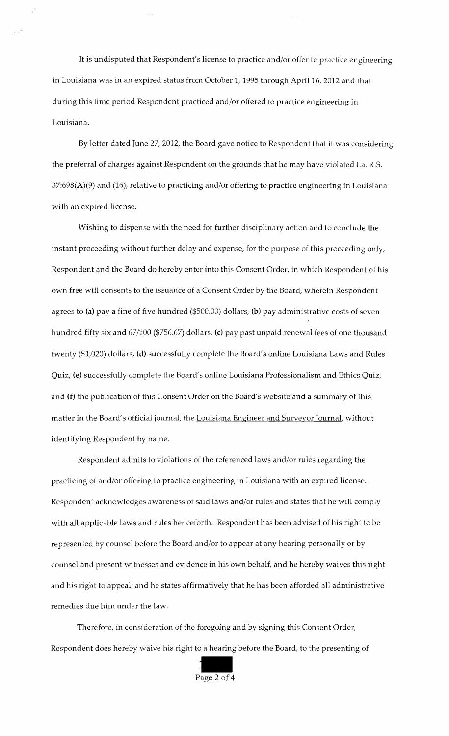It is undisputed that Respondent's license to practice and/or offer to practice engineering in Louisiana was in an expired status from October 1, 1995 through April 16, 2012 and that during this time period Respondent practiced and/or offered to practice engineering in Louisiana.

By letter dated June 27, 2012, the Board gave notice to Respondent that it was considering the preferral of charges against Respondent on the grounds that he may have violated La. R.S. 37:698(A)(9) and (16), relative to practicing and/or offering to practice engineering in Louisiana with an expired license.

Wishing to dispense with the need for further disciplinary action and to conclude the instant proceeding without further delay and expense, for the purpose of this proceeding only, Respondent and the Board do hereby enter into this Consent Order, in which Respondent of his own free will consents to the issuance of a Consent Order by the Board, wherein Respondent agrees to **(a)** pay a fine of five hundred ($500.00) dollars, **(b)** pay administrative costs of seven hundred fifty six and 67/100 ($756.67) dollars, **(c)** pay past unpaid renewal fees of one thousand twenty ($1,020) dollars, **(d)** successfully complete the Board's online Louisiana Laws and Rules Quiz, **(e)** successfully complete the Board's online Louisiana Professionalism and Ethics Quiz, and **(f)** the publication of this Consent Order on the Board's website and a summary of this matter in the Board's official journal, the Louisiana Engineer and Surveyor Journal, without identifying Respondent by name.

Respondent admits to violations of the referenced laws and/or rules regarding the practicing of and/or offering to practice engineering in Louisiana with an expired license. Respondent acknowledges awareness of said laws and/or rules and states that he will comply with all applicable laws and rules henceforth. Respondent has been advised of his right to be represented by counsel before the Board and/or to appear at any hearing personally or by counsel and present witnesses and evidence in his own behalf, and he hereby waives this right and his right to appeal; and he states affirmatively that he has been afforded all administrative remedies due him under the law.

Therefore, in consideration of the foregoing and by signing this Consent Order, Respondent does hereby waive his right to a hearing before the Board, to the presenting of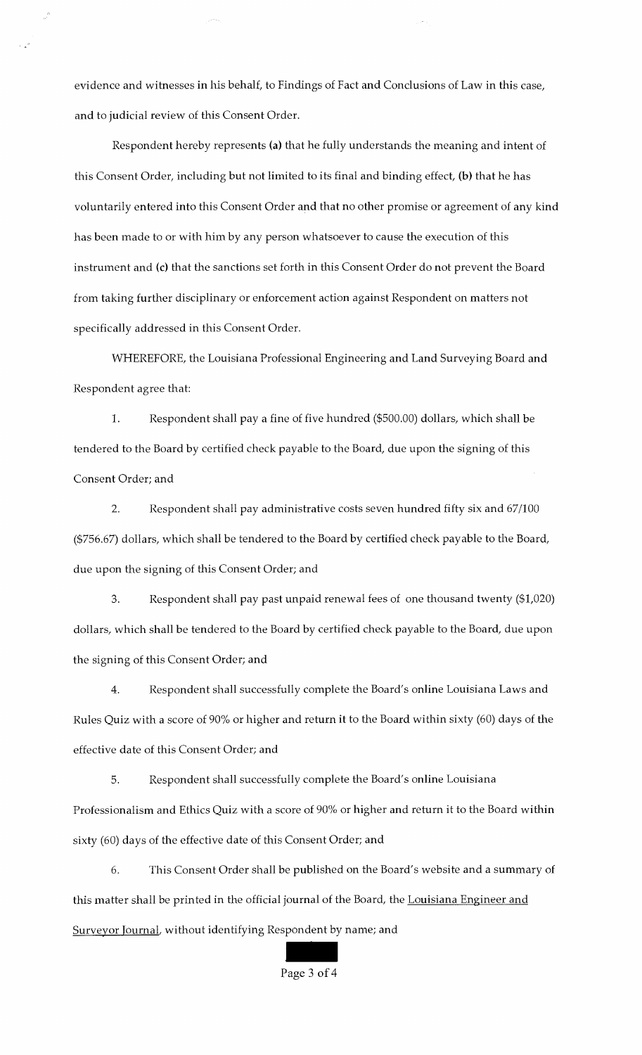evidence and witnesses in his behalf, to Findings of Fact and Conclusions of Law in this case, and to judicial review of this Consent Order.

Respondent hereby represents **(a)** that he fully understands the meaning and intent of this Consent Order, including but not limited to its final and binding effect, **(b)** that he has voluntarily entered into this Consent Order and that no other promise or agreement of any kind has been made to or with him by any person whatsoever to cause the execution of this instrument and **(c)** that the sanctions set forth in this Consent Order do not prevent the Board from taking further disciplinary or enforcement action against Respondent on matters not specifically addressed in this Consent Order.

WHEREFORE, the Louisiana Professional Engineering and Land Surveying Board and Respondent agree that:

1. Respondent shall pay a fine of five hundred ($500.00) dollars, which shall be tendered to the Board by certified check payable to the Board, due upon the signing of this Consent Order; and

2. Respondent shall pay administrative costs seven hundred fifty six and 67/100 ($756.67) dollars, which shall be tendered to the Board by certified check payable to the Board, due upon the signing of this Consent Order; and

3. Respondent shall pay past unpaid renewal fees of one thousand twenty ($1,020) dollars, which shall be tendered to the Board by certified check payable to the Board, due upon the signing of this Consent Order; and

4. Respondent shall successfully complete the Board's online Louisiana Laws and Rules Quiz with a score of 90% or higher and return it to the Board within sixty (60) days of the effective date of this Consent Order; and

5. Respondent shall successfully complete the Board's online Louisiana Professionalism and Ethics Quiz with a score of 90% or higher and return it to the Board within sixty (60) days of the effective date of this Consent Order; and

6. This Consent Order shall be published on the Board's website and a summary of this matter shall be printed in the official journal of the Board, the Louisiana Engineer and Surveyor Journal, without identifying Respondent by name; and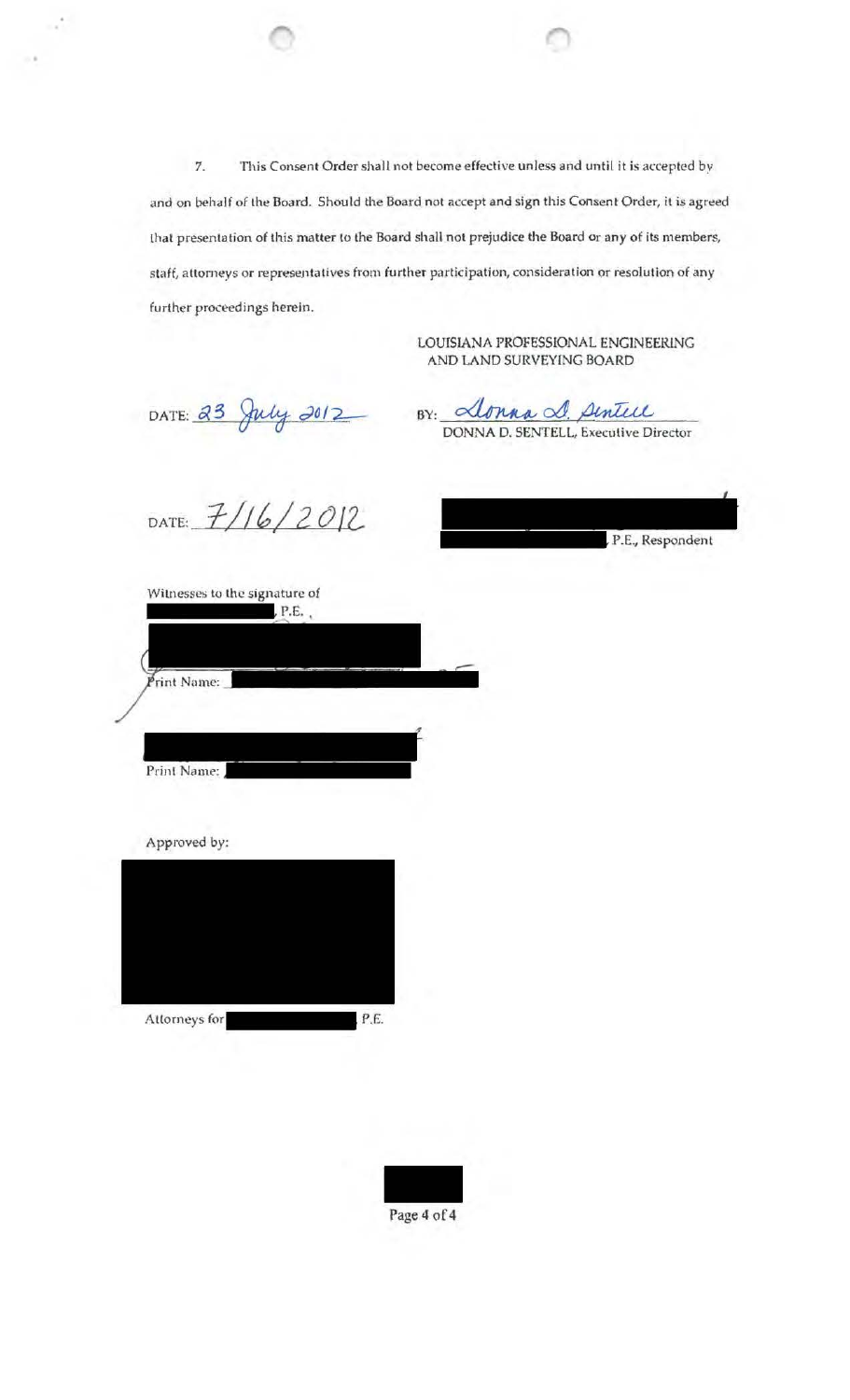7. This Consent Order shall not become effective unless and until it is accepted by and on behalf of the Board. Should the Board not accept and sign this Consent Order, it is agreed that presentation of this matter to the Board shall not prejudice the Board or any of its members, staff, attorneys or representatives from further participation, consideration or resolution of any further proceedings herein.

LOUISIANA PROFESSIONAL ENGINEERING AND LAND SURVEYING BOARD

DATE: 23 July 2012

BY: Donna D. Sentell
DONNA D. SENTELL, Executive Director

DATE: 7/16/2012

\_\_\_\_\_\_\_\_\_\_\_\_\_\_\_\_, P.E., Respondent

Witnesses to the signature of \_\_\_\_\_\_\_\_\_\_\_\_\_\_\_\_, P.E.,

\_\_\_\_\_\_\_\_\_\_\_\_\_\_\_\_
Print Name: \_\_\_\_\_\_\_\_\_\_\_\_\_\_\_\_

\_\_\_\_\_\_\_\_\_\_\_\_\_\_\_\_
Print Name: \_\_\_\_\_\_\_\_\_\_\_\_\_\_\_\_

Approved by:

\_\_\_\_\_\_\_\_\_\_\_\_\_\_\_\_

Attorneys for \_\_\_\_\_\_\_\_\_\_\_\_\_\_\_\_ P.E.